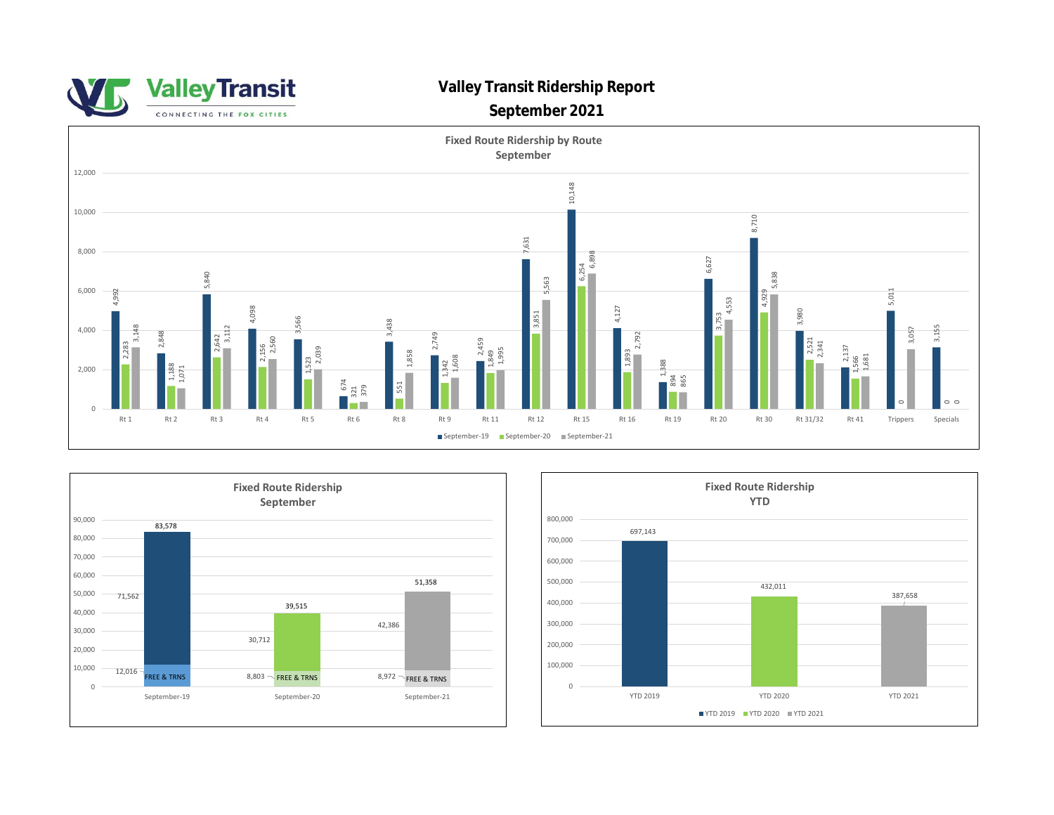Valley Transit
CONNECTING THE FOX CITIES

# Valley Transit Ridership Report

## September 2021

### Fixed Route Ridership by Route
### September

| Route | September-19 | September-20 | September-21 |
|---|---|---|---|
| Rt 1 | 4,992 | 2,283 | 3,148 |
| Rt 2 | 2,848 | 1,188 | 1,071 |
| Rt 3 | 5,840 | 2,642 | 3,112 |
| Rt 4 | 4,098 | 2,156 | 2,560 |
| Rt 5 | 3,566 | 1,523 | 2,039 |
| Rt 6 | 674 | 321 | 379 |
| Rt 8 | 3,438 | 551 | 1,858 |
| Rt 9 | 2,749 | 1,342 | 1,608 |
| Rt 11 | 2,459 | 1,849 | 1,995 |
| Rt 12 | 7,631 | 3,851 | 5,563 |
| Rt 15 | 10,148 | 6,254 | 6,898 |
| Rt 16 | 4,127 | 1,893 | 2,792 |
| Rt 19 | 1,388 | 894 | 865 |
| Rt 20 | 6,627 | 3,753 | 4,553 |
| Rt 30 | 8,710 | 4,929 | 5,838 |
| Rt 31/32 | 3,980 | 2,521 | 2,341 |
| Rt 41 | 2,137 | 1,566 | 1,681 |
| Trippers | 5,011 | 0 | 3,057 |
| Specials | 3,155 | 0 | 0 |

### Fixed Route Ridership
### September

| | September-19 | September-20 | September-21 |
|---|---|---|---|
| FREE & TRNS | 12,016 | 8,803 | 8,972 |
| Other | 71,562 | 30,712 | 42,386 |
| Total | 83,578 | 39,515 | 51,358 |

### Fixed Route Ridership
### YTD

| YTD 2019 | YTD 2020 | YTD 2021 |
|---|---|---|
| 697,143 | 432,011 | 387,658 |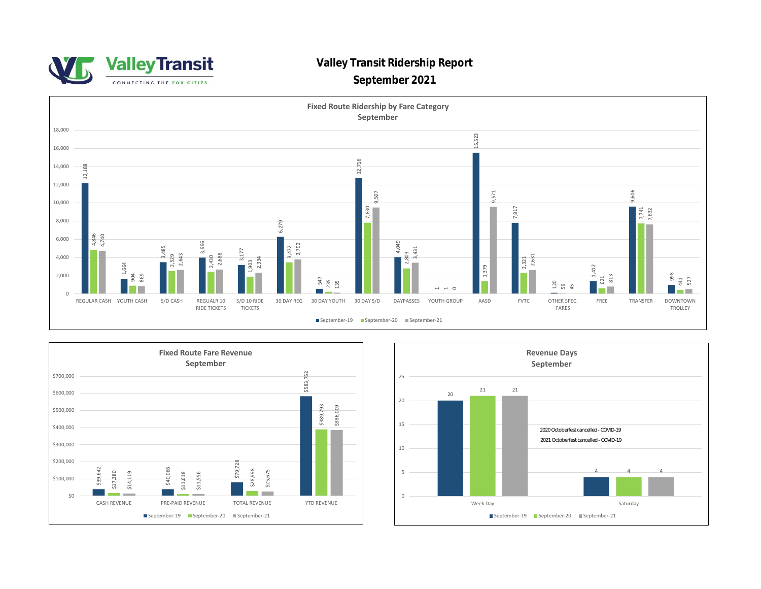# Valley Transit Ridership Report

## September 2021

### Fixed Route Ridership by Fare Category
September

| Fare Category | September-19 | September-20 | September-21 |
|---|---|---|---|
| REGULAR CASH | 12,188 | 4,846 | 4,740 |
| YOUTH CASH | 1,664 | 904 | 869 |
| S/D CASH | 3,485 | 2,529 | 2,643 |
| REGUALR 10 RIDE TICKETS | 3,996 | 2,430 | 2,688 |
| S/D 10 RIDE TICKETS | 3,177 | 1,903 | 2,334 |
| 30 DAY REG | 6,279 | 3,472 | 3,792 |
| 30 DAY YOUTH | 547 | 235 | 135 |
| 30 DAY S/D | 12,716 | 7,830 | 9,507 |
| DAYPASSES | 4,049 | 2,803 | 3,431 |
| YOUTH GROUP | 1 | 1 | 0 |
| AASD | 15,523 | 1,379 | 9,571 |
| FVTC | 7,817 | 2,321 | 2,631 |
| OTHER SPEC. FARES | 120 | 59 | 45 |
| FREE | 1,412 | 621 | 813 |
| TRANSFER | 9,606 | 7,741 | 7,632 |
| DOWNTOWN TROLLEY | 998 | 441 | 527 |

### Fixed Route Fare Revenue
September

| Revenue | September-19 | September-20 | September-21 |
|---|---|---|---|
| CASH REVENUE | $39,642 | $17,380 | $14,119 |
| PRE-PAID REVENUE | $40,086 | $11,618 | $11,556 |
| TOTAL REVENUE | $79,728 | $28,998 | $25,675 |
| YTD REVENUE | $583,752 | $389,793 | $386,009 |

### Revenue Days
September

| Day Type | September-19 | September-20 | September-21 |
|---|---|---|---|
| Week Day | 20 | 21 | 21 |
| Saturday | 4 | 4 | 4 |

2020 Octoberfest cancelled - COVID-19

2021 Octoberfest cancelled - COVID-19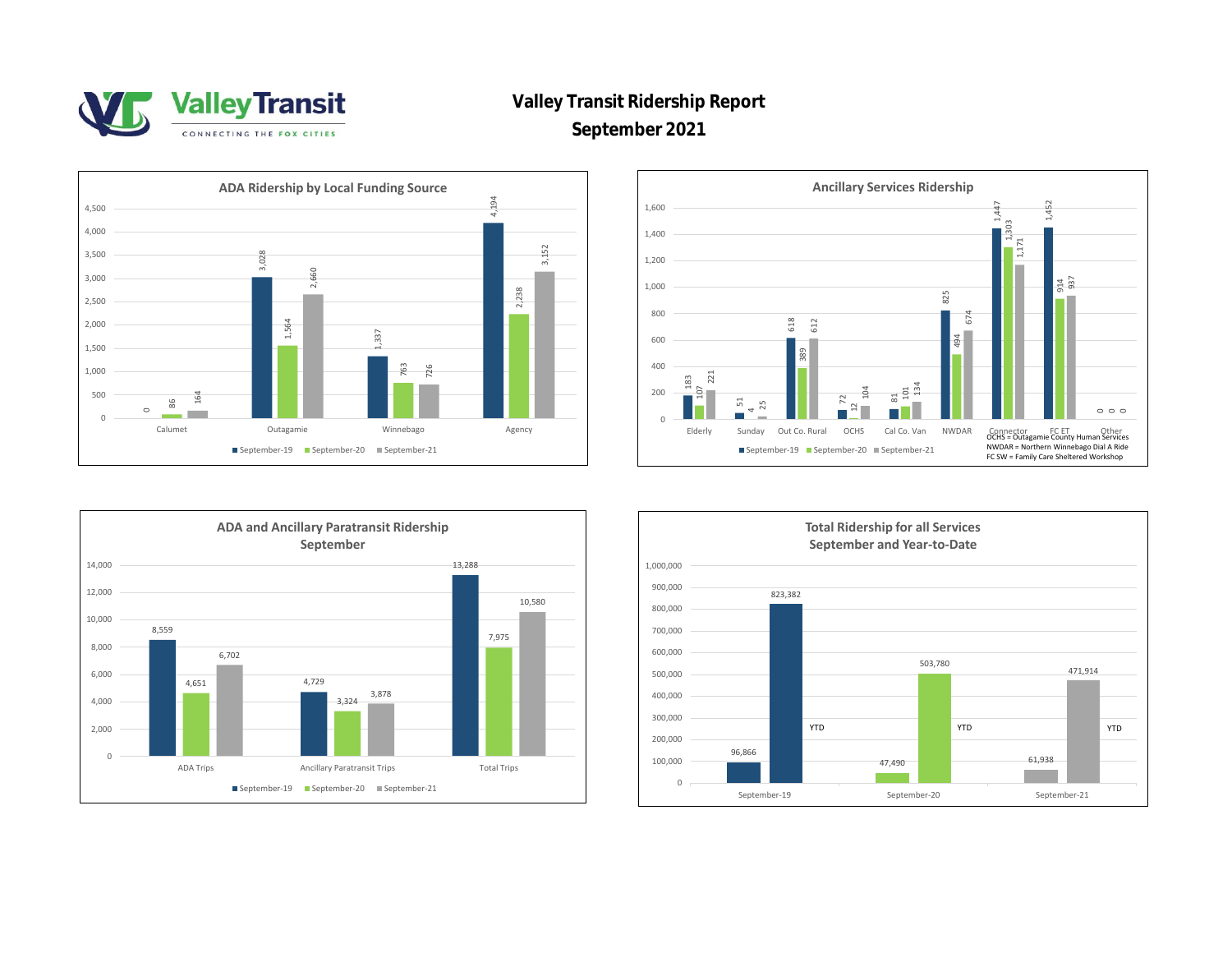Valley Transit
CONNECTING THE FOX CITIES

# Valley Transit Ridership Report
## September 2021

ADA Ridership by Local Funding Source

4,500
4,000
3,500
3,000
2,500
2,000
1,500
1,000
500
0

Calumet: 0, 86, 164
Outagamie: 3,028, 1,564, 2,660
Winnebago: 1,337, 763, 726
Agency: 4,194, 2,238, 3,152

September-19 September-20 September-21

Ancillary Services Ridership

1,600
1,400
1,200
1,000
800
600
400
200
0

Elderly: 183, 107, 221
Sunday: 51, 4, 25
Out Co. Rural: 618, 389, 612
OCHS: 72, 12, 104
Cal Co. Van: 81, 101, 134
NWDAR: 825, 494, 674
Connector: 1,447, 1,303, 1,171
FC ET: 1,452, 914, 937
Other: 0, 0, 0

September-19 September-20 September-21

OCHS = Outagamie County Human Services
NWDAR = Northern Winnebago Dial A Ride
FC SW = Family Care Sheltered Workshop

ADA and Ancillary Paratransit Ridership
September

14,000
12,000
10,000
8,000
6,000
4,000
2,000
0

ADA Trips: 8,559, 4,651, 6,702
Ancillary Paratransit Trips: 4,729, 3,324, 3,878
Total Trips: 13,288, 7,975, 10,580

September-19 September-20 September-21

Total Ridership for all Services
September and Year-to-Date

1,000,000
900,000
800,000
700,000
600,000
500,000
400,000
300,000
200,000
100,000
0

September-19: 96,866, 823,382 YTD
September-20: 47,490, 503,780 YTD
September-21: 61,938, 471,914 YTD